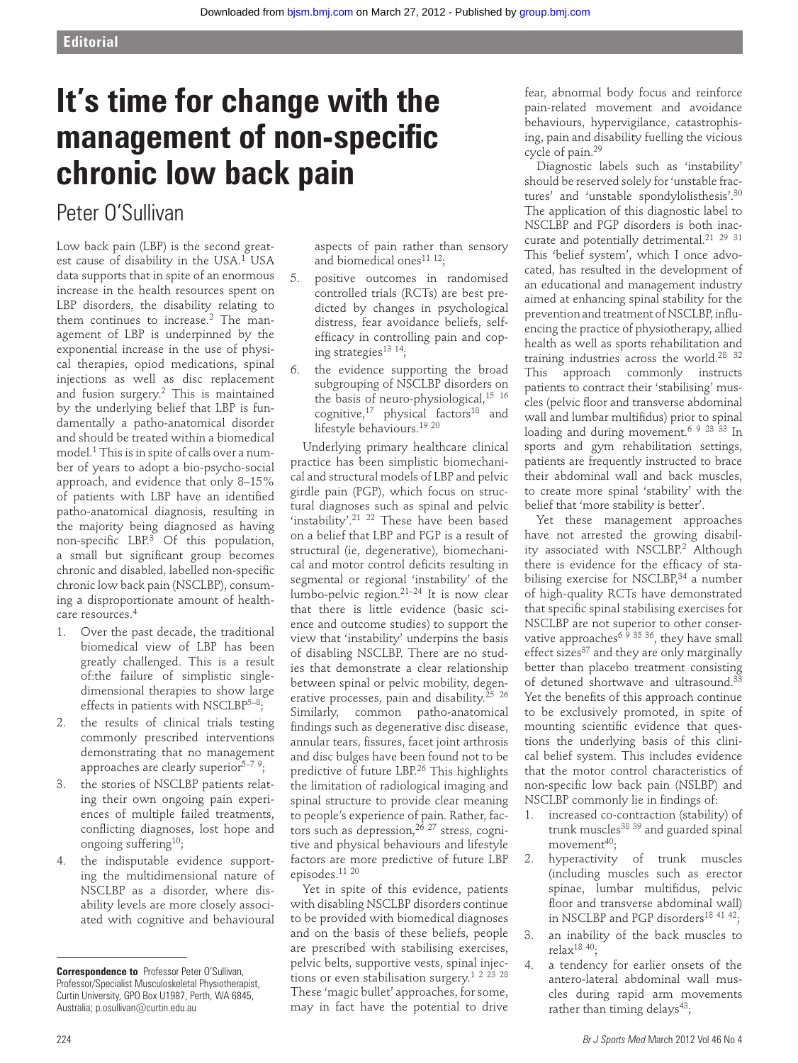Editorial

# It's time for change with the management of non-specific chronic low back pain

Peter O'Sullivan

Low back pain (LBP) is the second greatest cause of disability in the USA.[1] USA data supports that in spite of an enormous increase in the health resources spent on LBP disorders, the disability relating to them continues to increase.[2] The management of LBP is underpinned by the exponential increase in the use of physical therapies, opiod medications, spinal injections as well as disc replacement and fusion surgery.[2] This is maintained by the underlying belief that LBP is fundamentally a patho-anatomical disorder and should be treated within a biomedical model.[1] This is in spite of calls over a number of years to adopt a bio-psycho-social approach, and evidence that only 8–15% of patients with LBP have an identified patho-anatomical diagnosis, resulting in the majority being diagnosed as having non-specific LBP.[3] Of this population, a small but significant group becomes chronic and disabled, labelled non-specific chronic low back pain (NSCLBP), consuming a disproportionate amount of healthcare resources.[4]

1. Over the past decade, the traditional biomedical view of LBP has been greatly challenged. This is a result of:the failure of simplistic single-dimensional therapies to show large effects in patients with NSCLBP[5–8];
2. the results of clinical trials testing commonly prescribed interventions demonstrating that no management approaches are clearly superior[5–7 9];
3. the stories of NSCLBP patients relating their own ongoing pain experiences of multiple failed treatments, conflicting diagnoses, lost hope and ongoing suffering[10];
4. the indisputable evidence supporting the multidimensional nature of NSCLBP as a disorder, where disability levels are more closely associated with cognitive and behavioural aspects of pain rather than sensory and biomedical ones[11 12];
5. positive outcomes in randomised controlled trials (RCTs) are best predicted by changes in psychological distress, fear avoidance beliefs, self-efficacy in controlling pain and coping strategies[13 14];
6. the evidence supporting the broad subgrouping of NSCLBP disorders on the basis of neuro-physiological,[15 16] cognitive,[17] physical factors[18] and lifestyle behaviours.[19 20]

Underlying primary healthcare clinical practice has been simplistic biomechanical and structural models of LBP and pelvic girdle pain (PGP), which focus on structural diagnoses such as spinal and pelvic 'instability'.[21 22] These have been based on a belief that LBP and PGP is a result of structural (ie, degenerative), biomechanical and motor control deficits resulting in segmental or regional 'instability' of the lumbo-pelvic region.[21–24] It is now clear that there is little evidence (basic science and outcome studies) to support the view that 'instability' underpins the basis of disabling NSCLBP. There are no studies that demonstrate a clear relationship between spinal or pelvic mobility, degenerative processes, pain and disability.[25 26] Similarly, common patho-anatomical findings such as degenerative disc disease, annular tears, fissures, facet joint arthrosis and disc bulges have been found not to be predictive of future LBP.[26] This highlights the limitation of radiological imaging and spinal structure to provide clear meaning to people's experience of pain. Rather, factors such as depression,[26 27] stress, cognitive and physical behaviours and lifestyle factors are more predictive of future LBP episodes.[11 20]

Yet in spite of this evidence, patients with disabling NSCLBP disorders continue to be provided with biomedical diagnoses and on the basis of these beliefs, people are prescribed with stabilising exercises, pelvic belts, supportive vests, spinal injections or even stabilisation surgery.[1 2 23 28] These 'magic bullet' approaches, for some, may in fact have the potential to drive fear, abnormal body focus and reinforce pain-related movement and avoidance behaviours, hypervigilance, catastrophising, pain and disability fuelling the vicious cycle of pain.[29]

Diagnostic labels such as 'instability' should be reserved solely for 'unstable fractures' and 'unstable spondylolisthesis'.[30] The application of this diagnostic label to NSCLBP and PGP disorders is both inaccurate and potentially detrimental.[21 29 31] This 'belief system', which I once advocated, has resulted in the development of an educational and management industry aimed at enhancing spinal stability for the prevention and treatment of NSCLBP, influencing the practice of physiotherapy, allied health as well as sports rehabilitation and training industries across the world.[28 32] This approach commonly instructs patients to contract their 'stabilising' muscles (pelvic floor and transverse abdominal wall and lumbar multifidus) prior to spinal loading and during movement.[6 9 23 33] In sports and gym rehabilitation settings, patients are frequently instructed to brace their abdominal wall and back muscles, to create more spinal 'stability' with the belief that 'more stability is better'.

Yet these management approaches have not arrested the growing disability associated with NSCLBP.[2] Although there is evidence for the efficacy of stabilising exercise for NSCLBP,[34] a number of high-quality RCTs have demonstrated that specific spinal stabilising exercises for NSCLBP are not superior to other conservative approaches[6 9 35 36], they have small effect sizes[37] and they are only marginally better than placebo treatment consisting of detuned shortwave and ultrasound.[33] Yet the benefits of this approach continue to be exclusively promoted, in spite of mounting scientific evidence that questions the underlying basis of this clinical belief system. This includes evidence that the motor control characteristics of non-specific low back pain (NSLBP) and NSCLBP commonly lie in findings of:

1. increased co-contraction (stability) of trunk muscles[38 39] and guarded spinal movement[40];
2. hyperactivity of trunk muscles (including muscles such as erector spinae, lumbar multifidus, pelvic floor and transverse abdominal wall) in NSCLBP and PGP disorders[18 41 42];
3. an inability of the back muscles to relax[18 40];
4. a tendency for earlier onsets of the antero-lateral abdominal wall muscles during rapid arm movements rather than timing delays[43];

**Correspondence to** Professor Peter O'Sullivan, Professor/Specialist Musculoskeletal Physiotherapist, Curtin University, GPO Box U1987, Perth, WA 6845, Australia; p.osullivan@curtin.edu.au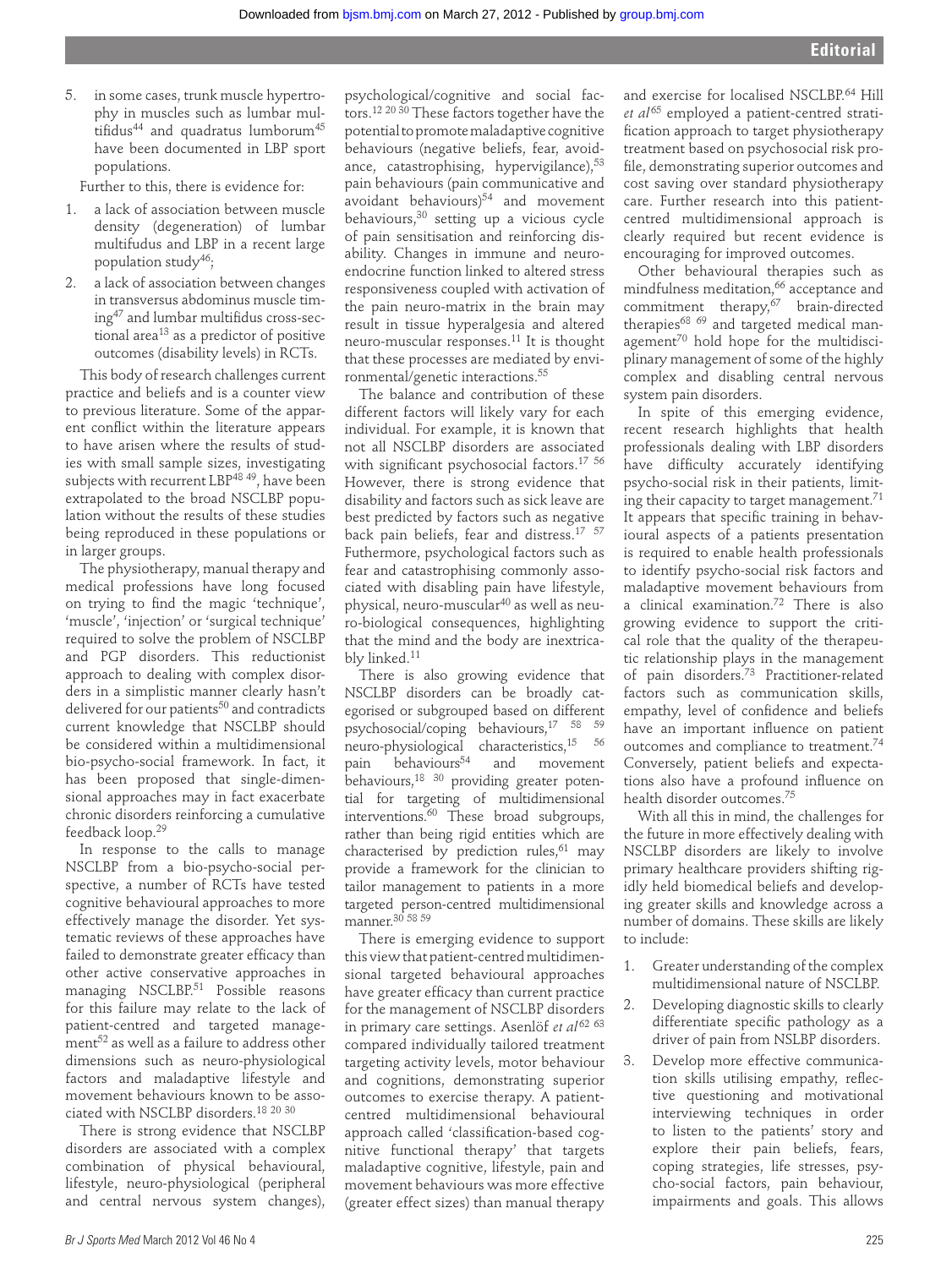5. in some cases, trunk muscle hypertrophy in muscles such as lumbar multifidus[44] and quadratus lumborum[45] have been documented in LBP sport populations.

Further to this, there is evidence for:

1. a lack of association between muscle density (degeneration) of lumbar multifudus and LBP in a recent large population study[46];
2. a lack of association between changes in transversus abdominus muscle timing[47] and lumbar multifidus cross-sectional area[13] as a predictor of positive outcomes (disability levels) in RCTs.

This body of research challenges current practice and beliefs and is a counter view to previous literature. Some of the apparent conflict within the literature appears to have arisen where the results of studies with small sample sizes, investigating subjects with recurrent LBP[48 49], have been extrapolated to the broad NSCLBP population without the results of these studies being reproduced in these populations or in larger groups.

The physiotherapy, manual therapy and medical professions have long focused on trying to find the magic 'technique', 'muscle', 'injection' or 'surgical technique' required to solve the problem of NSCLBP and PGP disorders. This reductionist approach to dealing with complex disorders in a simplistic manner clearly hasn't delivered for our patients[50] and contradicts current knowledge that NSCLBP should be considered within a multidimensional bio-psycho-social framework. In fact, it has been proposed that single-dimensional approaches may in fact exacerbate chronic disorders reinforcing a cumulative feedback loop.[29]

In response to the calls to manage NSCLBP from a bio-psycho-social perspective, a number of RCTs have tested cognitive behavioural approaches to more effectively manage the disorder. Yet systematic reviews of these approaches have failed to demonstrate greater efficacy than other active conservative approaches in managing NSCLBP.[51] Possible reasons for this failure may relate to the lack of patient-centred and targeted management[52] as well as a failure to address other dimensions such as neuro-physiological factors and maladaptive lifestyle and movement behaviours known to be associated with NSCLBP disorders.[18 20 30]

There is strong evidence that NSCLBP disorders are associated with a complex combination of physical behavioural, lifestyle, neuro-physiological (peripheral and central nervous system changes), psychological/cognitive and social factors.[12 20 30] These factors together have the potential to promote maladaptive cognitive behaviours (negative beliefs, fear, avoidance, catastrophising, hypervigilance),[53] pain behaviours (pain communicative and avoidant behaviours)[54] and movement behaviours,[30] setting up a vicious cycle of pain sensitisation and reinforcing disability. Changes in immune and neuroendocrine function linked to altered stress responsiveness coupled with activation of the pain neuro-matrix in the brain may result in tissue hyperalgesia and altered neuro-muscular responses.[11] It is thought that these processes are mediated by environmental/genetic interactions.[55]

The balance and contribution of these different factors will likely vary for each individual. For example, it is known that not all NSCLBP disorders are associated with significant psychosocial factors.[17 56] However, there is strong evidence that disability and factors such as sick leave are best predicted by factors such as negative back pain beliefs, fear and distress.[17 57] Futhermore, psychological factors such as fear and catastrophising commonly associated with disabling pain have lifestyle, physical, neuro-muscular[40] as well as neuro-biological consequences, highlighting that the mind and the body are inextricably linked.[11]

There is also growing evidence that NSCLBP disorders can be broadly categorised or subgrouped based on different psychosocial/coping behaviours,[17 58 59] neuro-physiological characteristics,[15 56] pain behaviours[54] and movement behaviours,[18 30] providing greater potential for targeting of multidimensional interventions.[60] These broad subgroups, rather than being rigid entities which are characterised by prediction rules,[61] may provide a framework for the clinician to tailor management to patients in a more targeted person-centred multidimensional manner.[30 58 59]

There is emerging evidence to support this view that patient-centred multidimensional targeted behavioural approaches have greater efficacy than current practice for the management of NSCLBP disorders in primary care settings. Asenlöf *et al*[62 63] compared individually tailored treatment targeting activity levels, motor behaviour and cognitions, demonstrating superior outcomes to exercise therapy. A patient-centred multidimensional behavioural approach called 'classification-based cognitive functional therapy' that targets maladaptive cognitive, lifestyle, pain and movement behaviours was more effective (greater effect sizes) than manual therapy and exercise for localised NSCLBP.[64] Hill *et al*[65] employed a patient-centred stratification approach to target physiotherapy treatment based on psychosocial risk profile, demonstrating superior outcomes and cost saving over standard physiotherapy care. Further research into this patient-centred multidimensional approach is clearly required but recent evidence is encouraging for improved outcomes.

Other behavioural therapies such as mindfulness meditation,[66] acceptance and commitment therapy,[67] brain-directed therapies[68 69] and targeted medical management[70] hold hope for the multidisciplinary management of some of the highly complex and disabling central nervous system pain disorders.

In spite of this emerging evidence, recent research highlights that health professionals dealing with LBP disorders have difficulty accurately identifying psycho-social risk in their patients, limiting their capacity to target management.[71] It appears that specific training in behavioural aspects of a patients presentation is required to enable health professionals to identify psycho-social risk factors and maladaptive movement behaviours from a clinical examination.[72] There is also growing evidence to support the critical role that the quality of the therapeutic relationship plays in the management of pain disorders.[73] Practitioner-related factors such as communication skills, empathy, level of confidence and beliefs have an important influence on patient outcomes and compliance to treatment.[74] Conversely, patient beliefs and expectations also have a profound influence on health disorder outcomes.[75]

With all this in mind, the challenges for the future in more effectively dealing with NSCLBP disorders are likely to involve primary healthcare providers shifting rigidly held biomedical beliefs and developing greater skills and knowledge across a number of domains. These skills are likely to include:

1. Greater understanding of the complex multidimensional nature of NSCLBP.
2. Developing diagnostic skills to clearly differentiate specific pathology as a driver of pain from NSLBP disorders.
3. Develop more effective communication skills utilising empathy, reflective questioning and motivational interviewing techniques in order to listen to the patients' story and explore their pain beliefs, fears, coping strategies, life stresses, psycho-social factors, pain behaviour, impairments and goals. This allows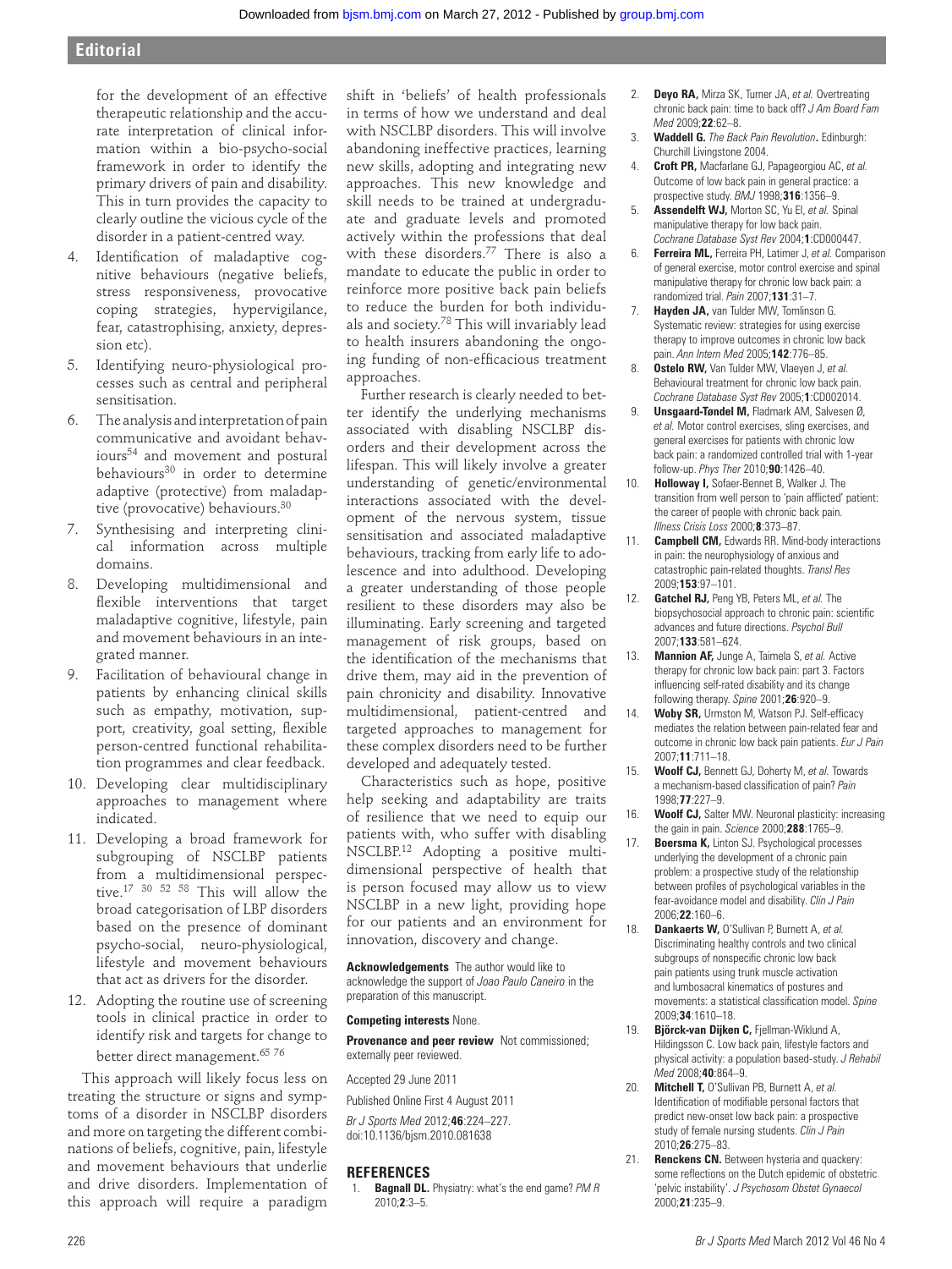for the development of an effective therapeutic relationship and the accurate interpretation of clinical information within a bio-psycho-social framework in order to identify the primary drivers of pain and disability. This in turn provides the capacity to clearly outline the vicious cycle of the disorder in a patient-centred way.

4. Identification of maladaptive cognitive behaviours (negative beliefs, stress responsiveness, provocative coping strategies, hypervigilance, fear, catastrophising, anxiety, depression etc).
5. Identifying neuro-physiological processes such as central and peripheral sensitisation.
6. The analysis and interpretation of pain communicative and avoidant behaviours[54] and movement and postural behaviours[30] in order to determine adaptive (protective) from maladaptive (provocative) behaviours.[30]
7. Synthesising and interpreting clinical information across multiple domains.
8. Developing multidimensional and flexible interventions that target maladaptive cognitive, lifestyle, pain and movement behaviours in an integrated manner.
9. Facilitation of behavioural change in patients by enhancing clinical skills such as empathy, motivation, support, creativity, goal setting, flexible person-centred functional rehabilitation programmes and clear feedback.
10. Developing clear multidisciplinary approaches to management where indicated.
11. Developing a broad framework for subgrouping of NSCLBP patients from a multidimensional perspective.[17 30 52 58] This will allow the broad categorisation of LBP disorders based on the presence of dominant psycho-social, neuro-physiological, lifestyle and movement behaviours that act as drivers for the disorder.
12. Adopting the routine use of screening tools in clinical practice in order to identify risk and targets for change to better direct management.[65 76]

This approach will likely focus less on treating the structure or signs and symptoms of a disorder in NSCLBP disorders and more on targeting the different combinations of beliefs, cognitive, pain, lifestyle and movement behaviours that underlie and drive disorders. Implementation of this approach will require a paradigm shift in 'beliefs' of health professionals in terms of how we understand and deal with NSCLBP disorders. This will involve abandoning ineffective practices, learning new skills, adopting and integrating new approaches. This new knowledge and skill needs to be trained at undergraduate and graduate levels and promoted actively within the professions that deal with these disorders.[77] There is also a mandate to educate the public in order to reinforce more positive back pain beliefs to reduce the burden for both individuals and society.[78] This will invariably lead to health insurers abandoning the ongoing funding of non-efficacious treatment approaches.

Further research is clearly needed to better identify the underlying mechanisms associated with disabling NSCLBP disorders and their development across the lifespan. This will likely involve a greater understanding of genetic/environmental interactions associated with the development of the nervous system, tissue sensitisation and associated maladaptive behaviours, tracking from early life to adolescence and into adulthood. Developing a greater understanding of those people resilient to these disorders may also be illuminating. Early screening and targeted management of risk groups, based on the identification of the mechanisms that drive them, may aid in the prevention of pain chronicity and disability. Innovative multidimensional, patient-centred and targeted approaches to management for these complex disorders need to be further developed and adequately tested.

Characteristics such as hope, positive help seeking and adaptability are traits of resilience that we need to equip our patients with, who suffer with disabling NSCLBP.[12] Adopting a positive multidimensional perspective of health that is person focused may allow us to view NSCLBP in a new light, providing hope for our patients and an environment for innovation, discovery and change.

**Acknowledgements** The author would like to acknowledge the support of *Joao Paulo Caneiro* in the preparation of this manuscript.

**Competing interests** None.

**Provenance and peer review** Not commissioned; externally peer reviewed.

Accepted 29 June 2011

Published Online First 4 August 2011

*Br J Sports Med* 2012;**46**:224–227.
doi:10.1136/bjsm.2010.081638

## REFERENCES

1. **Bagnall DL.** Physiatry: what's the end game? *PM R* 2010;**2**:3–5.
2. **Deyo RA,** Mirza SK, Turner JA, *et al.* Overtreating chronic back pain: time to back off? *J Am Board Fam Med* 2009;**22**:62–8.
3. **Waddell G.** *The Back Pain Revolution***.** Edinburgh: Churchill Livingstone 2004.
4. **Croft PR,** Macfarlane GJ, Papageorgiou AC, *et al.* Outcome of low back pain in general practice: a prospective study. *BMJ* 1998;**316**:1356–9.
5. **Assendelft WJ,** Morton SC, Yu EI, *et al.* Spinal manipulative therapy for low back pain. *Cochrane Database Syst Rev* 2004;**1**:CD000447.
6. **Ferreira ML,** Ferreira PH, Latimer J, *et al.* Comparison of general exercise, motor control exercise and spinal manipulative therapy for chronic low back pain: a randomized trial. *Pain* 2007;**131**:31–7.
7. **Hayden JA,** van Tulder MW, Tomlinson G. Systematic review: strategies for using exercise therapy to improve outcomes in chronic low back pain. *Ann Intern Med* 2005;**142**:776–85.
8. **Ostelo RW,** Van Tulder MW, Vlaeyen J, *et al.* Behavioural treatment for chronic low-back pain. *Cochrane Database Syst Rev* 2005;**1**:CD002014.
9. **Unsgaard-Tøndel M,** Fladmark AM, Salvesen Ø, *et al.* Motor control exercises, sling exercises, and general exercises for patients with chronic low back pain: a randomized controlled trial with 1-year follow-up. *Phys Ther* 2010;**90**:1426–40.
10. **Holloway I,** Sofaer-Bennet B, Walker J. The transition from well person to 'pain afflicted' patient: the career of people with chronic back pain. *Illness Crisis Loss* 2000;**8**:373–87.
11. **Campbell CM,** Edwards RR. Mind-body interactions in pain: the neurophysiology of anxious and catastrophic pain-related thoughts. *Transl Res* 2009;**153**:97–101.
12. **Gatchel RJ,** Peng YB, Peters ML, *et al.* The biopsychosocial approach to chronic pain: scientific advances and future directions. *Psychol Bull* 2007;**133**:581–624.
13. **Mannion AF,** Junge A, Taimela S, *et al.* Active therapy for chronic low back pain: part 3. Factors influencing self-rated disability and its change following therapy. *Spine* 2001;**26**:920–9.
14. **Woby SR,** Urmston M, Watson PJ. Self-efficacy mediates the relation between pain-related fear and outcome in chronic low back pain patients. *Eur J Pain* 2007;**11**:711–18.
15. **Woolf CJ,** Bennett GJ, Doherty M, *et al.* Towards a mechanism-based classification of pain? *Pain* 1998;**77**:227–9.
16. **Woolf CJ,** Salter MW. Neuronal plasticity: increasing the gain in pain. *Science* 2000;**288**:1765–9.
17. **Boersma K,** Linton SJ. Psychological processes underlying the development of a chronic pain problem: a prospective study of the relationship between profiles of psychological variables in the fear-avoidance model and disability. *Clin J Pain* 2006;**22**:160–6.
18. **Dankaerts W,** O'Sullivan P, Burnett A, *et al.* Discriminating healthy controls and two clinical subgroups of nonspecific chronic low back pain patients using trunk muscle activation and lumbosacral kinematics of postures and movements: a statistical classification model. *Spine* 2009;**34**:1610–18.
19. **Björck-van Dijken C,** Fjellman-Wiklund A, Hildingsson C. Low back pain, lifestyle factors and physical activity: a population based-study. *J Rehabil Med* 2008;**40**:864–9.
20. **Mitchell T,** O'Sullivan PB, Burnett A, *et al.* Identification of modifiable personal factors that predict new-onset low back pain: a prospective study of female nursing students. *Clin J Pain* 2010;**26**:275–83.
21. **Renckens CN.** Between hysteria and quackery: some reflections on the Dutch epidemic of obstetric 'pelvic instability'. *J Psychosom Obstet Gynaecol* 2000;**21**:235–9.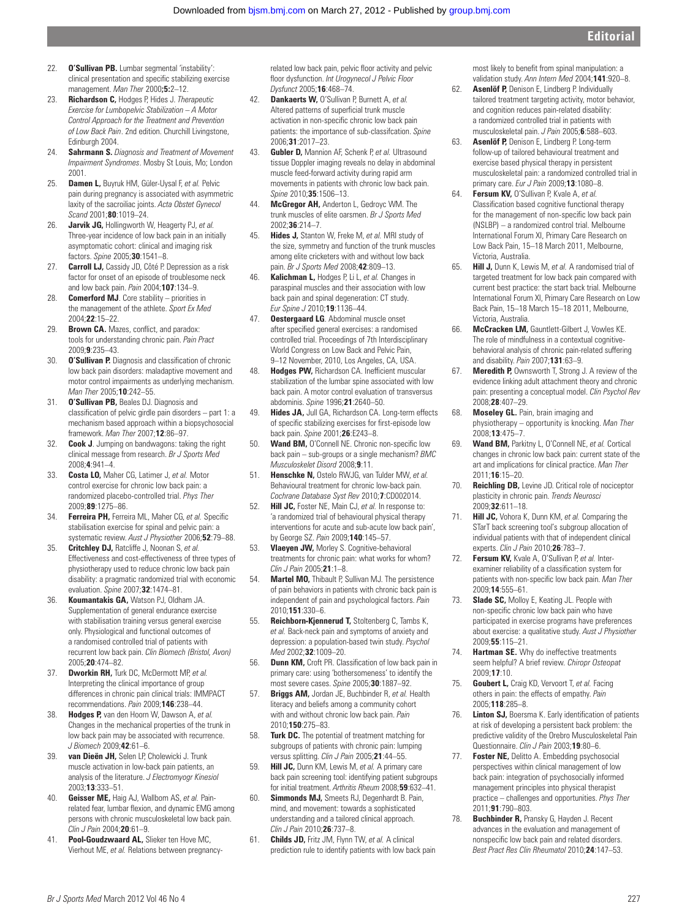22. **O'Sullivan PB.** Lumbar segmental 'instability': clinical presentation and specific stabilizing exercise management. *Man Ther* 2000;**5**:2–12.
23. **Richardson C,** Hodges P, Hides J. *Therapeutic Exercise for Lumbopelvic Stabilization – A Motor Control Approach for the Treatment and Prevention of Low Back Pain*. 2nd edition. Churchill Livingstone, Edinburgh 2004.
24. **Sahrmann S.** *Diagnosis and Treatment of Movement Impairment Syndromes*. Mosby St Louis, Mo; London 2001.
25. **Damen L,** Buyruk HM, Güler-Uysal F, *et al.* Pelvic pain during pregnancy is associated with asymmetric laxity of the sacroiliac joints. *Acta Obstet Gynecol Scand* 2001;**80**:1019–24.
26. **Jarvik JG,** Hollingworth W, Heagerty PJ, *et al.* Three-year incidence of low back pain in an initially asymptomatic cohort: clinical and imaging risk factors. *Spine* 2005;**30**:1541–8.
27. **Carroll LJ,** Cassidy JD, Côté P. Depression as a risk factor for onset of an episode of troublesome neck and low back pain. *Pain* 2004;**107**:134–9.
28. **Comerford MJ**. Core stability – priorities in the management of the athlete. *Sport Ex Med* 2004;**22**:15–22.
29. **Brown CA.** Mazes, conflict, and paradox: tools for understanding chronic pain. *Pain Pract* 2009;**9**:235–43.
30. **O'Sullivan P.** Diagnosis and classification of chronic low back pain disorders: maladaptive movement and motor control impairments as underlying mechanism. *Man Ther* 2005;**10**:242–55.
31. **O'Sullivan PB,** Beales DJ. Diagnosis and classification of pelvic girdle pain disorders – part 1: a mechanism based approach within a biopsychosocial framework. *Man Ther* 2007;**12**:86–97.
32. **Cook J**. Jumping on bandwagons: taking the right clinical message from research. *Br J Sports Med* 2008;**4**:941–4.
33. **Costa LO,** Maher CG, Latimer J, *et al.* Motor control exercise for chronic low back pain: a randomized placebo-controlled trial. *Phys Ther* 2009;**89**:1275–86.
34. **Ferreira PH,** Ferreira ML, Maher CG, *et al.* Specific stabilisation exercise for spinal and pelvic pain: a systematic review. *Aust J Physiother* 2006;**52**:79–88.
35. **Critchley DJ,** Ratcliffe J, Noonan S, *et al.* Effectiveness and cost-effectiveness of three types of physiotherapy used to reduce chronic low back pain disability: a pragmatic randomized trial with economic evaluation. *Spine* 2007;**32**:1474–81.
36. **Koumantakis GA,** Watson PJ, Oldham JA. Supplementation of general endurance exercise with stabilisation training versus general exercise only. Physiological and functional outcomes of a randomised controlled trial of patients with recurrent low back pain. *Clin Biomech (Bristol, Avon)* 2005;**20**:474–82.
37. **Dworkin RH,** Turk DC, McDermott MP, *et al.* Interpreting the clinical importance of group differences in chronic pain clinical trials: IMMPACT recommendations. *Pain* 2009;**146**:238–44.
38. **Hodges P,** van den Hoorn W, Dawson A, *et al.* Changes in the mechanical properties of the trunk in low back pain may be associated with recurrence. *J Biomech* 2009;**42**:61–6.
39. **van Dieën JH,** Selen LP, Cholewicki J. Trunk muscle activation in low-back pain patients, an analysis of the literature. *J Electromyogr Kinesiol* 2003;**13**:333–51.
40. **Geisser ME,** Haig AJ, Wallbom AS, *et al.* Pain-related fear, lumbar flexion, and dynamic EMG among persons with chronic musculoskeletal low back pain. *Clin J Pain* 2004;**20**:61–9.
41. **Pool-Goudzwaard AL,** Slieker ten Hove MC, Vierhout ME, *et al.* Relations between pregnancy-related low back pain, pelvic floor activity and pelvic floor dysfunction. *Int Urogynecol J Pelvic Floor Dysfunct* 2005;**16**:468–74.
42. **Dankaerts W,** O'Sullivan P, Burnett A, *et al.* Altered patterns of superficial trunk muscle activation in non-specific chronic low back pain patients: the importance of sub-classifcation. *Spine* 2006;**31**:2017–23.
43. **Gubler D,** Mannion AF, Schenk P, *et al.* Ultrasound tissue Doppler imaging reveals no delay in abdominal muscle feed-forward activity during rapid arm movements in patients with chronic low back pain. *Spine* 2010;**35**:1506–13.
44. **McGregor AH,** Anderton L, Gedroyc WM. The trunk muscles of elite oarsmen. *Br J Sports Med* 2002;**36**:214–7.
45. **Hides J,** Stanton W, Freke M, *et al.* MRI study of the size, symmetry and function of the trunk muscles among elite cricketers with and without low back pain. *Br J Sports Med* 2008;**42**:809–13.
46. **Kalichman L,** Hodges P, Li L, *et al.* Changes in paraspinal muscles and their association with low back pain and spinal degeneration: CT study. *Eur Spine J* 2010;**19**:1136–44.
47. **Oestergaard LG**. Abdominal muscle onset after specified general exercises: a randomised controlled trial. Proceedings of 7th Interdisciplinary World Congress on Low Back and Pelvic Pain, 9–12 November, 2010, Los Angeles, CA, USA.
48. **Hodges PW,** Richardson CA. Inefficient muscular stabilization of the lumbar spine associated with low back pain. A motor control evaluation of transversus abdominis. *Spine* 1996;**21**:2640–50.
49. **Hides JA,** Jull GA, Richardson CA. Long-term effects of specific stabilizing exercises for first-episode low back pain. *Spine* 2001;**26**:E243–8.
50. **Wand BM,** O'Connell NE. Chronic non-specific low back pain – sub-groups or a single mechanism? *BMC Musculoskelet Disord* 2008;**9**:11.
51. **Henschke N,** Ostelo RWJG, van Tulder MW, *et al.* Behavioural treatment for chronic low-back pain. *Cochrane Database Syst Rev* 2010;**7**:CD002014.
52. **Hill JC,** Foster NE, Main CJ, *et al.* In response to: 'a randomized trial of behavioural physical therapy interventions for acute and sub-acute low back pain', by George SZ. *Pain* 2009;**140**:145–57.
53. **Vlaeyen JW,** Morley S. Cognitive-behavioral treatments for chronic pain: what works for whom? *Clin J Pain* 2005;**21**:1–8.
54. **Martel MO,** Thibault P, Sullivan MJ. The persistence of pain behaviors in patients with chronic back pain is independent of pain and psychological factors. *Pain* 2010;**151**:330–6.
55. **Reichborn-Kjennerud T,** Stoltenberg C, Tambs K, *et al.* Back-neck pain and symptoms of anxiety and depression: a population-based twin study. *Psychol Med* 2002;**32**:1009–20.
56. **Dunn KM,** Croft PR. Classification of low back pain in primary care: using 'bothersomeness' to identify the most severe cases. *Spine* 2005;**30**:1887–92.
57. **Briggs AM,** Jordan JE, Buchbinder R, *et al.* Health literacy and beliefs among a community cohort with and without chronic low back pain. *Pain* 2010;**150**:275–83.
58. **Turk DC.** The potential of treatment matching for subgroups of patients with chronic pain: lumping versus splitting. *Clin J Pain* 2005;**21**:44–55.
59. **Hill JC,** Dunn KM, Lewis M, *et al.* A primary care back pain screening tool: identifying patient subgroups for initial treatment. *Arthritis Rheum* 2008;**59**:632–41.
60. **Simmonds MJ,** Smeets RJ, Degenhardt B. Pain, mind, and movement: towards a sophisticated understanding and a tailored clinical approach. *Clin J Pain* 2010;**26**:737–8.
61. **Childs JD,** Fritz JM, Flynn TW, *et al.* A clinical prediction rule to identify patients with low back pain most likely to benefit from spinal manipulation: a validation study. *Ann Intern Med* 2004;**141**:920–8.
62. **Asenlöf P,** Denison E, Lindberg P. Individually tailored treatment targeting activity, motor behavior, and cognition reduces pain-related disability: a randomized controlled trial in patients with musculoskeletal pain. *J Pain* 2005;**6**:588–603.
63. **Asenlöf P,** Denison E, Lindberg P. Long-term follow-up of tailored behavioural treatment and exercise based physical therapy in persistent musculoskeletal pain: a randomized controlled trial in primary care. *Eur J Pain* 2009;**13**:1080–8.
64. **Fersum KV,** O'Sullivan P, Kvale A, *et al.* Classification based cognitive functional therapy for the management of non-specific low back pain (NSLBP) – a randomized control trial. Melbourne International Forum XI, Primary Care Research on Low Back Pain, 15–18 March 2011, Melbourne, Victoria, Australia.
65. **Hill J,** Dunn K, Lewis M, *et al.* A randomised trial of targeted treatment for low back pain compared with current best practice: the start back trial. Melbourne International Forum XI, Primary Care Research on Low Back Pain, 15–18 March 15–18 2011, Melbourne, Victoria, Australia.
66. **McCracken LM,** Gauntlett-Gilbert J, Vowles KE. The role of mindfulness in a contextual cognitive-behavioral analysis of chronic pain-related suffering and disability. *Pain* 2007;**131**:63–9.
67. **Meredith P,** Ownsworth T, Strong J. A review of the evidence linking adult attachment theory and chronic pain: presenting a conceptual model. *Clin Psychol Rev* 2008;**28**:407–29.
68. **Moseley GL.** Pain, brain imaging and physiotherapy – opportunity is knocking. *Man Ther* 2008;**13**:475–7.
69. **Wand BM,** Parkitny L, O'Connell NE, *et al.* Cortical changes in chronic low back pain: current state of the art and implications for clinical practice. *Man Ther* 2011;**16**:15–20.
70. **Reichling DB,** Levine JD. Critical role of nociceptor plasticity in chronic pain. *Trends Neurosci* 2009;**32**:611–18.
71. **Hill JC,** Vohora K, Dunn KM, *et al.* Comparing the STarT back screening tool's subgroup allocation of individual patients with that of independent clinical experts. *Clin J Pain* 2010;**26**:783–7.
72. **Fersum KV,** Kvale A, O'Sullivan P, *et al.* Inter-examiner reliability of a classification system for patients with non-specific low back pain. *Man Ther* 2009;**14**:555–61.
73. **Slade SC,** Molloy E, Keating JL. People with non-specific chronic low back pain who have participated in exercise programs have preferences about exercise: a qualitative study. *Aust J Physiother* 2009;**55**:115–21.
74. **Hartman SE.** Why do ineffective treatments seem helpful? A brief review. *Chiropr Osteopat* 2009;**17**:10.
75. **Goubert L,** Craig KD, Vervoort T, *et al.* Facing others in pain: the effects of empathy. *Pain* 2005;**118**:285–8.
76. **Linton SJ,** Boersma K. Early identification of patients at risk of developing a persistent back problem: the predictive validity of the Orebro Musculoskeletal Pain Questionnaire. *Clin J Pain* 2003;**19**:80–6.
77. **Foster NE,** Delitto A. Embedding psychosocial perspectives within clinical management of low back pain: integration of psychosocially informed management principles into physical therapist practice – challenges and opportunities. *Phys Ther* 2011;**91**:790–803.
78. **Buchbinder R,** Pransky G, Hayden J. Recent advances in the evaluation and management of nonspecific low back pain and related disorders. *Best Pract Res Clin Rheumatol* 2010;**24**:147–53.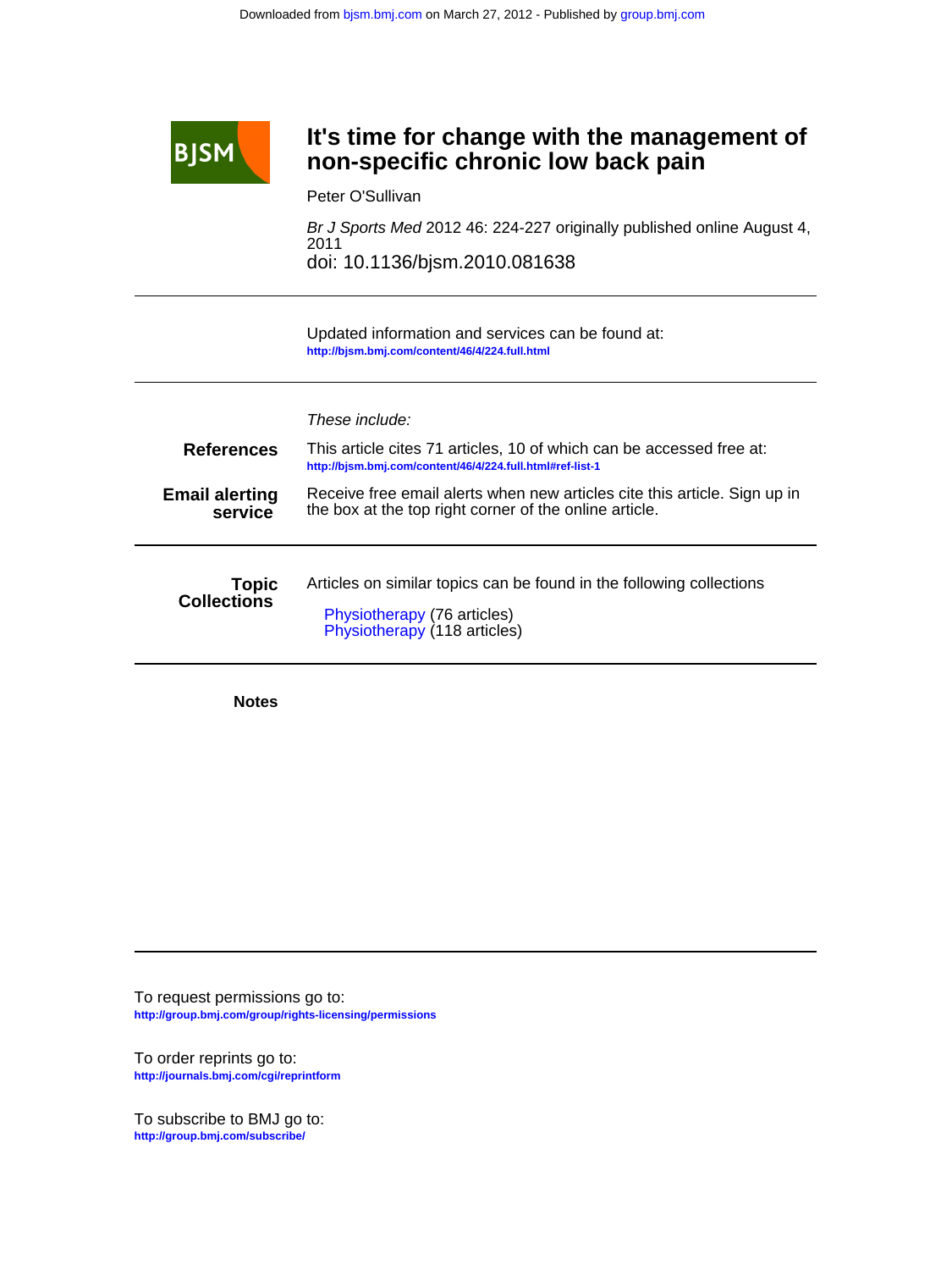Downloaded from bjsm.bmj.com on March 27, 2012 - Published by group.bmj.com

BJSM

# It's time for change with the management of non-specific chronic low back pain

Peter O'Sullivan

*Br J Sports Med* 2012 46: 224-227 originally published online August 4, 2011

doi: 10.1136/bjsm.2010.081638

---

Updated information and services can be found at:
http://bjsm.bmj.com/content/46/4/224.full.html

---

*These include:*

**References**
This article cites 71 articles, 10 of which can be accessed free at:
http://bjsm.bmj.com/content/46/4/224.full.html#ref-list-1

**Email alerting service**
Receive free email alerts when new articles cite this article. Sign up in the box at the top right corner of the online article.

---

**Topic Collections**
Articles on similar topics can be found in the following collections

Physiotherapy (76 articles)
Physiotherapy (118 articles)

---

**Notes**

---

To request permissions go to:
http://group.bmj.com/group/rights-licensing/permissions

To order reprints go to:
http://journals.bmj.com/cgi/reprintform

To subscribe to BMJ go to:
http://group.bmj.com/subscribe/